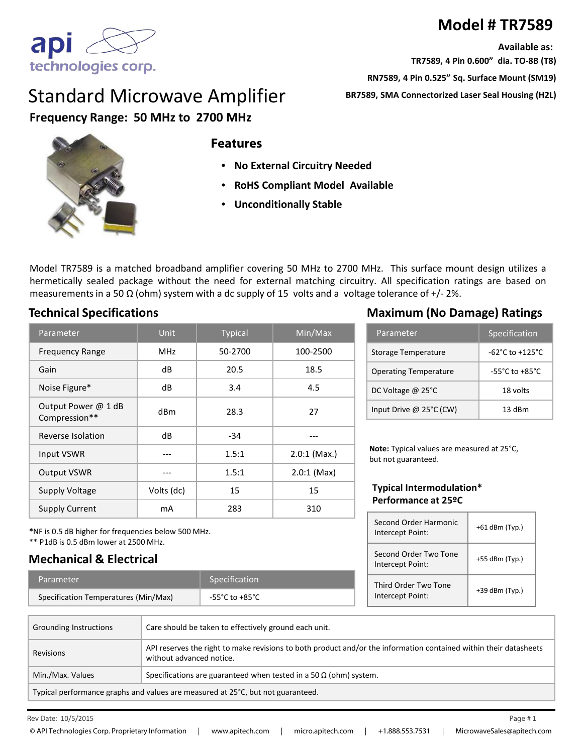# Model # TR7589

**Available as:**

**TR7589, 4 Pin 0.600" dia. TO-8B (T8)**

**RN7589, 4 Pin 0.525" Sq. Surface Mount (SM19)**

**BR7589, SMA Connectorized Laser Seal Housing (H2L)**

# Standard Microwave Amplifier

**Frequency Range: 50 MHz to 2700 MHz**

## Features

- **No External Circuitry Needed**
- **RoHS Compliant Model Available**
- **Unconditionally Stable**

Model TR7589 is a matched broadband amplifier covering 50 MHz to 2700 MHz. This surface mount design utilizes a hermetically sealed package without the need for external matching circuitry. All specification ratings are based on measurements in a 50 Ω (ohm) system with a dc supply of 15 volts and a voltage tolerance of +/- 2%.

## Technical Specifications

| Parameter | Unit | Typical | Min/Max |
|---|---|---|---|
| Frequency Range | MHz | 50-2700 | 100-2500 |
| Gain | dB | 20.5 | 18.5 |
| Noise Figure* | dB | 3.4 | 4.5 |
| Output Power @ 1 dB Compression** | dBm | 28.3 | 27 |
| Reverse Isolation | dB | -34 | --- |
| Input VSWR | --- | 1.5:1 | 2.0:1 (Max.) |
| Output VSWR | --- | 1.5:1 | 2.0:1 (Max) |
| Supply Voltage | Volts (dc) | 15 | 15 |
| Supply Current | mA | 283 | 310 |

*NF is 0.5 dB higher for frequencies below 500 MHz.
** P1dB is 0.5 dBm lower at 2500 MHz.

## Maximum (No Damage) Ratings

| Parameter | Specification |
|---|---|
| Storage Temperature | -62°C to +125°C |
| Operating Temperature | -55°C to +85°C |
| DC Voltage @ 25°C | 18 volts |
| Input Drive @ 25°C (CW) | 13 dBm |

**Note:** Typical values are measured at 25°C, but not guaranteed.

### Typical Intermodulation* Performance at 25ºC

| | |
|---|---|
| Second Order Harmonic Intercept Point: | +61 dBm (Typ.) |
| Second Order Two Tone Intercept Point: | +55 dBm (Typ.) |
| Third Order Two Tone Intercept Point: | +39 dBm (Typ.) |

## Mechanical & Electrical

| Parameter | Specification |
|---|---|
| Specification Temperatures (Min/Max) | -55°C to +85°C |

| | |
|---|---|
| Grounding Instructions | Care should be taken to effectively ground each unit. |
| Revisions | API reserves the right to make revisions to both product and/or the information contained within their datasheets without advanced notice. |
| Min./Max. Values | Specifications are guaranteed when tested in a 50 Ω (ohm) system. |
| Typical performance graphs and values are measured at 25°C, but not guaranteed. | |

Rev Date: 10/5/2015

© API Technologies Corp. Proprietary Information | www.apitech.com | micro.apitech.com | +1.888.553.7531 | MicrowaveSales@apitech.com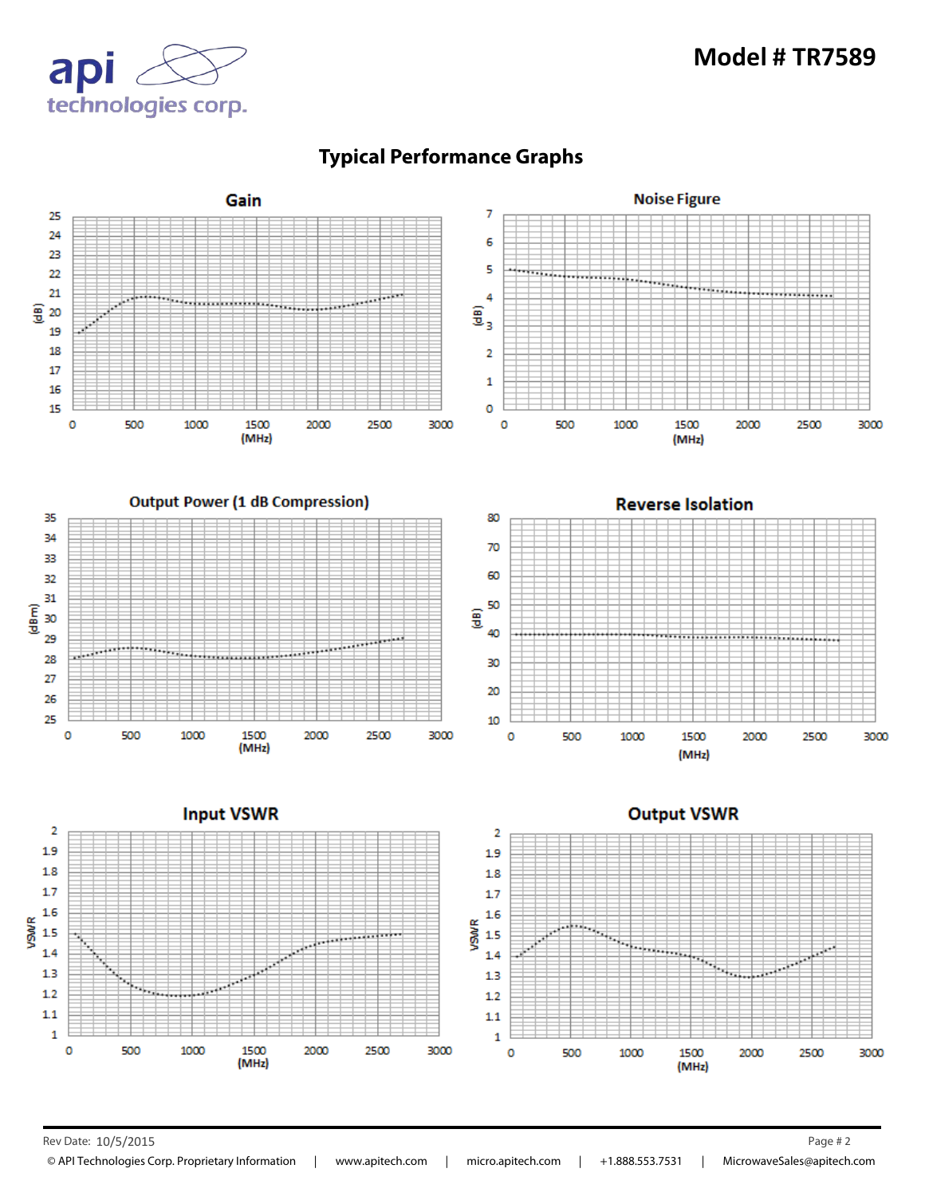# Model # TR7589

## Typical Performance Graphs

### Gain

(dB) vs (MHz)

### Noise Figure

(dB) vs (MHz)

### Output Power (1 dB Compression)

(dBm) vs (MHz)

### Reverse Isolation

(dB) vs (MHz)

### Input VSWR

VSWR vs (MHz)

### Output VSWR

VSWR vs (MHz)

Rev Date: 10/5/2015

© API Technologies Corp. Proprietary Information | www.apitech.com | micro.apitech.com | +1.888.553.7531 | MicrowaveSales@apitech.com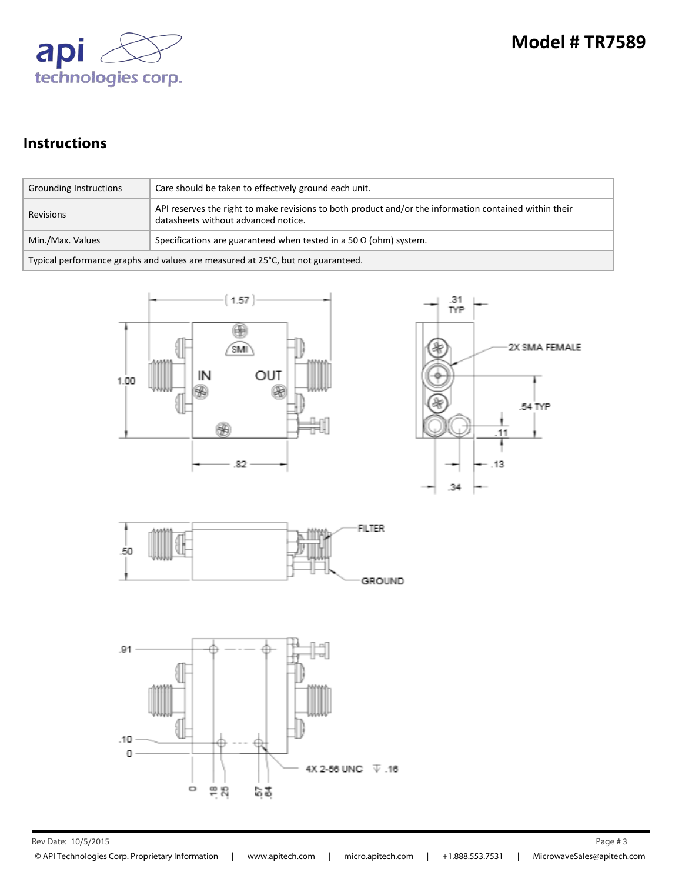## Instructions

| | |
|---|---|
| Grounding Instructions | Care should be taken to effectively ground each unit. |
| Revisions | API reserves the right to make revisions to both product and/or the information contained within their datasheets without advanced notice. |
| Min./Max. Values | Specifications are guaranteed when tested in a 50 Ω (ohm) system. |
| Typical performance graphs and values are measured at 25°C, but not guaranteed. | |

1.57
1.00
SMI
IN
OUT
.82
.31 TYP
2X SMA FEMALE
.54 TYP
.11
.13
.34
.50
FILTER
GROUND
.91
.10
0
4X 2-56 UNC ↧ .16
0
.18
.25
.57
.64